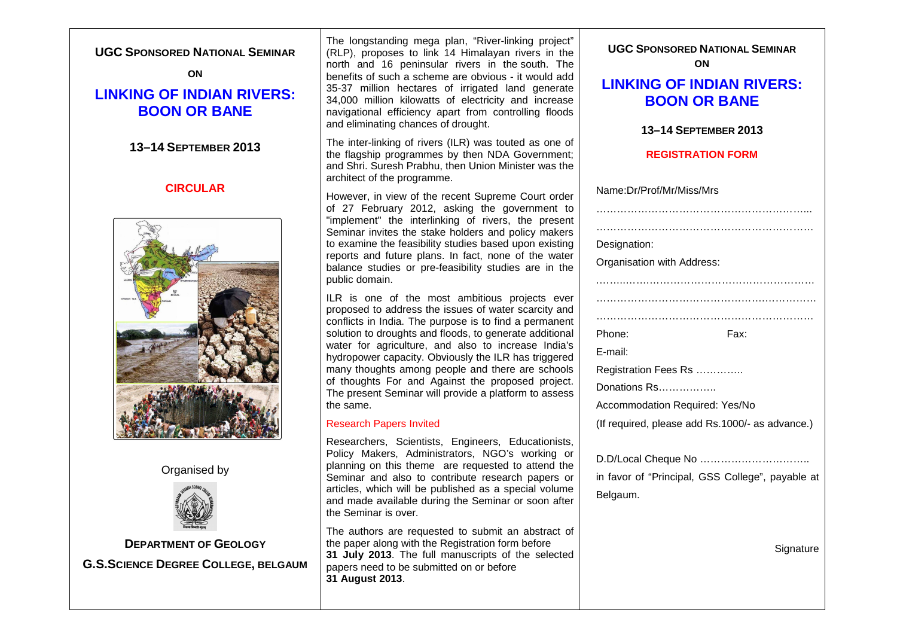**UGC SPONSORED NATIONAL SEMINAR**

**ON**

# LINKING OF INDIAN RIVERS: BOON OR BANE

**13–14 SEPTEMBER 2013**

**CIRCULAR**

Organised by

**DEPARTMENT OF GEOLOGY**

**G.S.SCIENCE DEGREE COLLEGE, BELGAUM**

The longstanding mega plan, "River-linking project" (RLP), proposes to link 14 Himalayan rivers in the north and 16 peninsular rivers in the south. The benefits of such a scheme are obvious - it would add 35-37 million hectares of irrigated land generate 34,000 million kilowatts of electricity and increase navigational efficiency apart from controlling floods and eliminating chances of drought.

The inter-linking of rivers (ILR) was touted as one of the flagship programmes by then NDA Government; and Shri. Suresh Prabhu, then Union Minister was the architect of the programme.

However, in view of the recent Supreme Court order of 27 February 2012, asking the government to "implement" the interlinking of rivers, the present Seminar invites the stake holders and policy makers to examine the feasibility studies based upon existing reports and future plans. In fact, none of the water balance studies or pre-feasibility studies are in the public domain.

ILR is one of the most ambitious projects ever proposed to address the issues of water scarcity and conflicts in India. The purpose is to find a permanent solution to droughts and floods, to generate additional water for agriculture, and also to increase India's hydropower capacity. Obviously the ILR has triggered many thoughts among people and there are schools of thoughts For and Against the proposed project. The present Seminar will provide a platform to assess the same.

## Research Papers Invited

Researchers, Scientists, Engineers, Educationists, Policy Makers, Administrators, NGO's working or planning on this theme are requested to attend the Seminar and also to contribute research papers or articles, which will be published as a special volume and made available during the Seminar or soon after the Seminar is over.

The authors are requested to submit an abstract of the paper along with the Registration form before **31 July 2013**. The full manuscripts of the selected papers need to be submitted on or before **31 August 2013**.

**UGC SPONSORED NATIONAL SEMINAR**

**ON**

# LINKING OF INDIAN RIVERS: BOON OR BANE

**13–14 SEPTEMBER 2013**

**REGISTRATION FORM**

Name:Dr/Prof/Mr/Miss/Mrs

……………………………………………………...

………………………………………………………

Designation:

Organisation with Address:

………………………………………………………

………………………………………………………

………………………………………………………

Phone: Fax:

E-mail:

Registration Fees Rs …………..

Donations Rs……………..

Accommodation Required: Yes/No

(If required, please add Rs.1000/- as advance.)

D.D/Local Cheque No …………………………..

in favor of "Principal, GSS College", payable at Belgaum.

Signature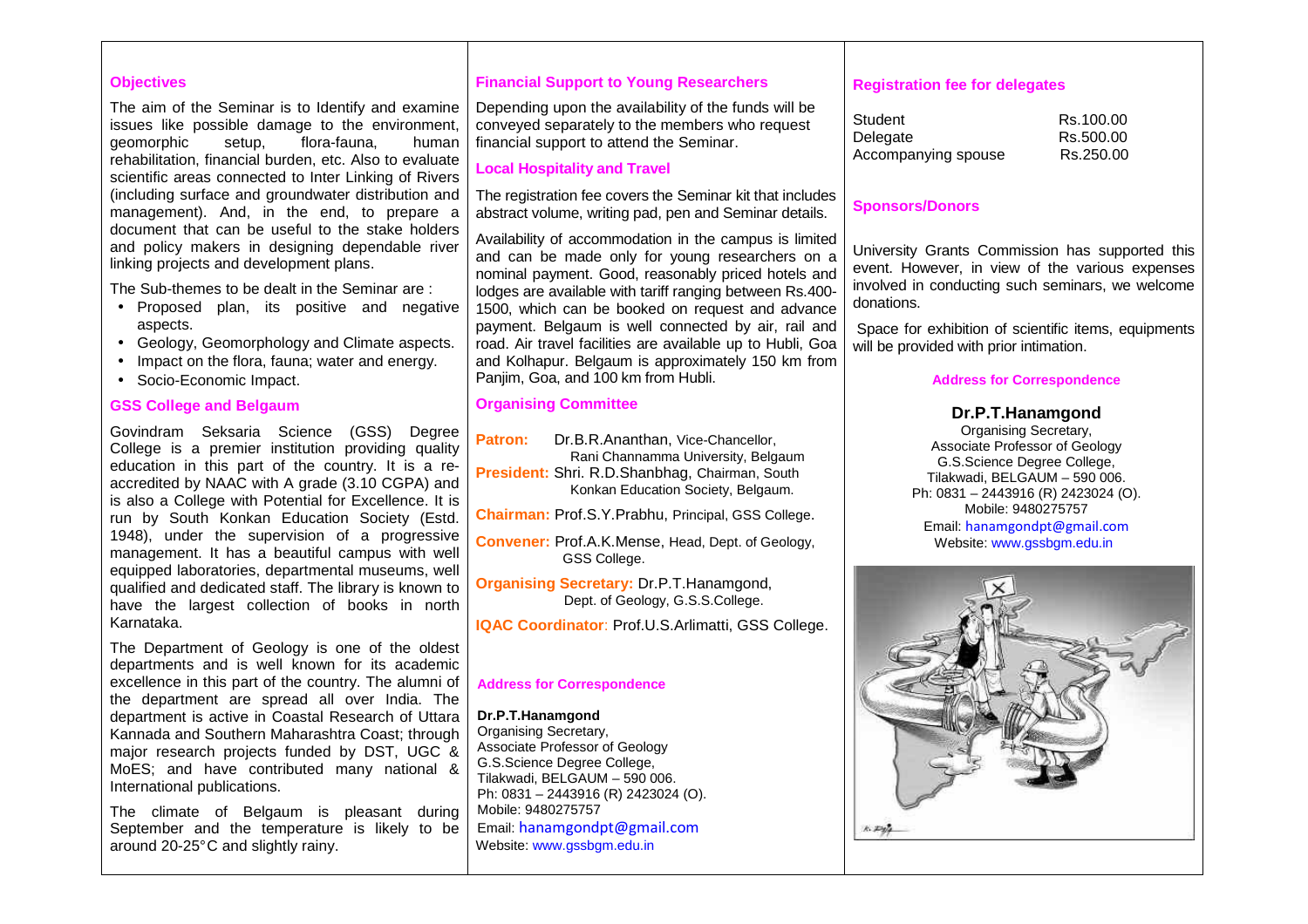## Objectives

The aim of the Seminar is to Identify and examine issues like possible damage to the environment, geomorphic setup, flora-fauna, human rehabilitation, financial burden, etc. Also to evaluate scientific areas connected to Inter Linking of Rivers (including surface and groundwater distribution and management). And, in the end, to prepare a document that can be useful to the stake holders and policy makers in designing dependable river linking projects and development plans.

The Sub-themes to be dealt in the Seminar are :

- Proposed plan, its positive and negative aspects.
- Geology, Geomorphology and Climate aspects.
- Impact on the flora, fauna; water and energy.
- Socio-Economic Impact.

## GSS College and Belgaum

Govindram Seksaria Science (GSS) Degree College is a premier institution providing quality education in this part of the country. It is a re-accredited by NAAC with A grade (3.10 CGPA) and is also a College with Potential for Excellence. It is run by South Konkan Education Society (Estd. 1948), under the supervision of a progressive management. It has a beautiful campus with well equipped laboratories, departmental museums, well qualified and dedicated staff. The library is known to have the largest collection of books in north Karnataka.

The Department of Geology is one of the oldest departments and is well known for its academic excellence in this part of the country. The alumni of the department are spread all over India. The department is active in Coastal Research of Uttara Kannada and Southern Maharashtra Coast; through major research projects funded by DST, UGC & MoES; and have contributed many national & International publications.

The climate of Belgaum is pleasant during September and the temperature is likely to be around 20-25°C and slightly rainy.

## Financial Support to Young Researchers

Depending upon the availability of the funds will be conveyed separately to the members who request financial support to attend the Seminar.

## Local Hospitality and Travel

The registration fee covers the Seminar kit that includes abstract volume, writing pad, pen and Seminar details.

Availability of accommodation in the campus is limited and can be made only for young researchers on a nominal payment. Good, reasonably priced hotels and lodges are available with tariff ranging between Rs.400-1500, which can be booked on request and advance payment. Belgaum is well connected by air, rail and road. Air travel facilities are available up to Hubli, Goa and Kolhapur. Belgaum is approximately 150 km from Panjim, Goa, and 100 km from Hubli.

## Organising Committee

**Patron:** Dr.B.R.Ananthan, Vice-Chancellor, Rani Channamma University, Belgaum

**President:** Shri. R.D.Shanbhag, Chairman, South Konkan Education Society, Belgaum.

**Chairman:** Prof.S.Y.Prabhu, Principal, GSS College.

**Convener:** Prof.A.K.Mense, Head, Dept. of Geology, GSS College.

**Organising Secretary:** Dr.P.T.Hanamgond, Dept. of Geology, G.S.S.College.

**IQAC Coordinator**: Prof.U.S.Arlimatti, GSS College.

## Address for Correspondence

**Dr.P.T.Hanamgond**
Organising Secretary,
Associate Professor of Geology
G.S.Science Degree College,
Tilakwadi, BELGAUM – 590 006.
Ph: 0831 – 2443916 (R) 2423024 (O).
Mobile: 9480275757
Email: hanamgondpt@gmail.com
Website: www.gssbgm.edu.in

## Registration fee for delegates

| | |
|---|---|
| Student | Rs.100.00 |
| Delegate | Rs.500.00 |
| Accompanying spouse | Rs.250.00 |

## Sponsors/Donors

University Grants Commission has supported this event. However, in view of the various expenses involved in conducting such seminars, we welcome donations.

Space for exhibition of scientific items, equipments will be provided with prior intimation.

## Address for Correspondence

**Dr.P.T.Hanamgond**
Organising Secretary,
Associate Professor of Geology
G.S.Science Degree College,
Tilakwadi, BELGAUM – 590 006.
Ph: 0831 – 2443916 (R) 2423024 (O).
Mobile: 9480275757
Email: hanamgondpt@gmail.com
Website: www.gssbgm.edu.in